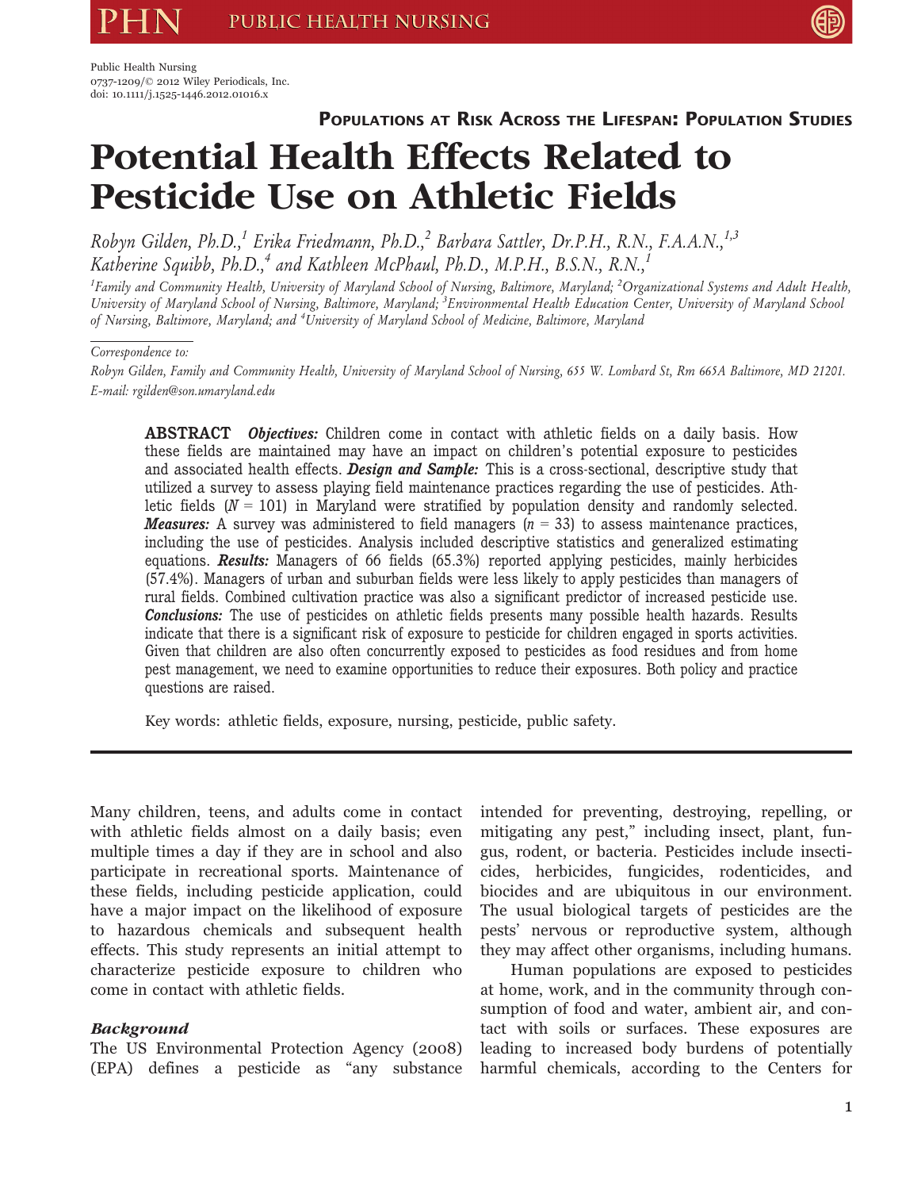Public Health Nursing
0737-1209/© 2012 Wiley Periodicals, Inc.
doi: 10.1111/j.1525-1446.2012.01016.x

**Populations at Risk Across the Lifespan: Population Studies**

# Potential Health Effects Related to Pesticide Use on Athletic Fields

*Robyn Gilden, Ph.D.,[1] Erika Friedmann, Ph.D.,[2] Barbara Sattler, Dr.P.H., R.N., F.A.A.N.,[1,3] Katherine Squibb, Ph.D.,[4] and Kathleen McPhaul, Ph.D., M.P.H., B.S.N., R.N.,[1]*

*[1]Family and Community Health, University of Maryland School of Nursing, Baltimore, Maryland; [2]Organizational Systems and Adult Health, University of Maryland School of Nursing, Baltimore, Maryland; [3]Environmental Health Education Center, University of Maryland School of Nursing, Baltimore, Maryland; and [4]University of Maryland School of Medicine, Baltimore, Maryland*

*Correspondence to:*
*Robyn Gilden, Family and Community Health, University of Maryland School of Nursing, 655 W. Lombard St, Rm 665A Baltimore, MD 21201. E-mail: rgilden@son.umaryland.edu*

**ABSTRACT** ***Objectives:*** Children come in contact with athletic fields on a daily basis. How these fields are maintained may have an impact on children's potential exposure to pesticides and associated health effects. ***Design and Sample:*** This is a cross-sectional, descriptive study that utilized a survey to assess playing field maintenance practices regarding the use of pesticides. Athletic fields ($N$ = 101) in Maryland were stratified by population density and randomly selected. ***Measures:*** A survey was administered to field managers ($n$ = 33) to assess maintenance practices, including the use of pesticides. Analysis included descriptive statistics and generalized estimating equations. ***Results:*** Managers of 66 fields (65.3%) reported applying pesticides, mainly herbicides (57.4%). Managers of urban and suburban fields were less likely to apply pesticides than managers of rural fields. Combined cultivation practice was also a significant predictor of increased pesticide use. ***Conclusions:*** The use of pesticides on athletic fields presents many possible health hazards. Results indicate that there is a significant risk of exposure to pesticide for children engaged in sports activities. Given that children are also often concurrently exposed to pesticides as food residues and from home pest management, we need to examine opportunities to reduce their exposures. Both policy and practice questions are raised.

Key words: athletic fields, exposure, nursing, pesticide, public safety.

Many children, teens, and adults come in contact with athletic fields almost on a daily basis; even multiple times a day if they are in school and also participate in recreational sports. Maintenance of these fields, including pesticide application, could have a major impact on the likelihood of exposure to hazardous chemicals and subsequent health effects. This study represents an initial attempt to characterize pesticide exposure to children who come in contact with athletic fields.

## *Background*

The US Environmental Protection Agency (2008) (EPA) defines a pesticide as "any substance intended for preventing, destroying, repelling, or mitigating any pest," including insect, plant, fungus, rodent, or bacteria. Pesticides include insecticides, herbicides, fungicides, rodenticides, and biocides and are ubiquitous in our environment. The usual biological targets of pesticides are the pests' nervous or reproductive system, although they may affect other organisms, including humans.

Human populations are exposed to pesticides at home, work, and in the community through consumption of food and water, ambient air, and contact with soils or surfaces. These exposures are leading to increased body burdens of potentially harmful chemicals, according to the Centers for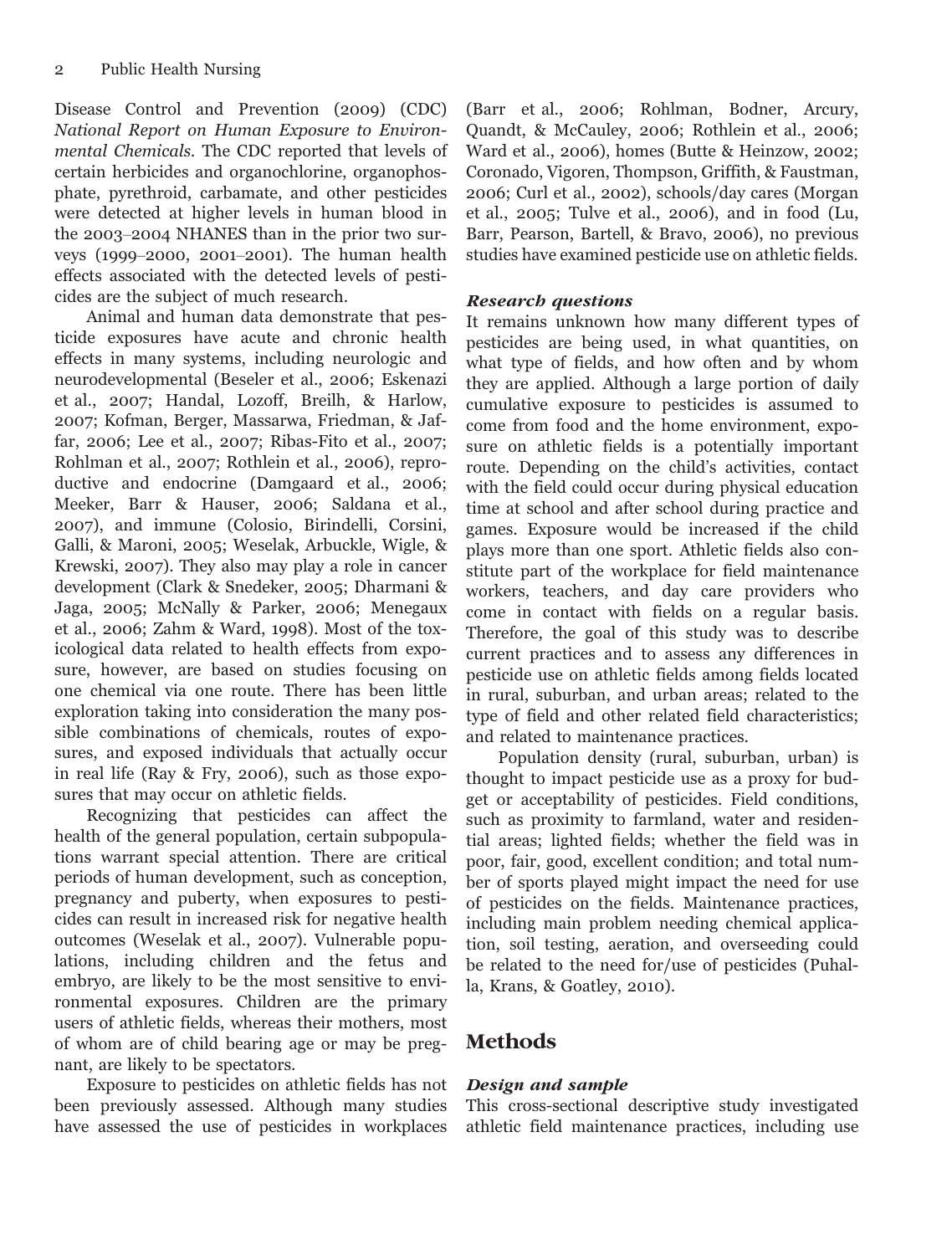Disease Control and Prevention (2009) (CDC) *National Report on Human Exposure to Environmental Chemicals.* The CDC reported that levels of certain herbicides and organochlorine, organophosphate, pyrethroid, carbamate, and other pesticides were detected at higher levels in human blood in the 2003–2004 NHANES than in the prior two surveys (1999–2000, 2001–2001). The human health effects associated with the detected levels of pesticides are the subject of much research.

Animal and human data demonstrate that pesticide exposures have acute and chronic health effects in many systems, including neurologic and neurodevelopmental (Beseler et al., 2006; Eskenazi et al., 2007; Handal, Lozoff, Breilh, & Harlow, 2007; Kofman, Berger, Massarwa, Friedman, & Jaffar, 2006; Lee et al., 2007; Ribas-Fito et al., 2007; Rohlman et al., 2007; Rothlein et al., 2006), reproductive and endocrine (Damgaard et al., 2006; Meeker, Barr & Hauser, 2006; Saldana et al., 2007), and immune (Colosio, Birindelli, Corsini, Galli, & Maroni, 2005; Weselak, Arbuckle, Wigle, & Krewski, 2007). They also may play a role in cancer development (Clark & Snedeker, 2005; Dharmani & Jaga, 2005; McNally & Parker, 2006; Menegaux et al., 2006; Zahm & Ward, 1998). Most of the toxicological data related to health effects from exposure, however, are based on studies focusing on one chemical via one route. There has been little exploration taking into consideration the many possible combinations of chemicals, routes of exposures, and exposed individuals that actually occur in real life (Ray & Fry, 2006), such as those exposures that may occur on athletic fields.

Recognizing that pesticides can affect the health of the general population, certain subpopulations warrant special attention. There are critical periods of human development, such as conception, pregnancy and puberty, when exposures to pesticides can result in increased risk for negative health outcomes (Weselak et al., 2007). Vulnerable populations, including children and the fetus and embryo, are likely to be the most sensitive to environmental exposures. Children are the primary users of athletic fields, whereas their mothers, most of whom are of child bearing age or may be pregnant, are likely to be spectators.

Exposure to pesticides on athletic fields has not been previously assessed. Although many studies have assessed the use of pesticides in workplaces (Barr et al., 2006; Rohlman, Bodner, Arcury, Quandt, & McCauley, 2006; Rothlein et al., 2006; Ward et al., 2006), homes (Butte & Heinzow, 2002; Coronado, Vigoren, Thompson, Griffith, & Faustman, 2006; Curl et al., 2002), schools/day cares (Morgan et al., 2005; Tulve et al., 2006), and in food (Lu, Barr, Pearson, Bartell, & Bravo, 2006), no previous studies have examined pesticide use on athletic fields.

### *Research questions*

It remains unknown how many different types of pesticides are being used, in what quantities, on what type of fields, and how often and by whom they are applied. Although a large portion of daily cumulative exposure to pesticides is assumed to come from food and the home environment, exposure on athletic fields is a potentially important route. Depending on the child's activities, contact with the field could occur during physical education time at school and after school during practice and games. Exposure would be increased if the child plays more than one sport. Athletic fields also constitute part of the workplace for field maintenance workers, teachers, and day care providers who come in contact with fields on a regular basis. Therefore, the goal of this study was to describe current practices and to assess any differences in pesticide use on athletic fields among fields located in rural, suburban, and urban areas; related to the type of field and other related field characteristics; and related to maintenance practices.

Population density (rural, suburban, urban) is thought to impact pesticide use as a proxy for budget or acceptability of pesticides. Field conditions, such as proximity to farmland, water and residential areas; lighted fields; whether the field was in poor, fair, good, excellent condition; and total number of sports played might impact the need for use of pesticides on the fields. Maintenance practices, including main problem needing chemical application, soil testing, aeration, and overseeding could be related to the need for/use of pesticides (Puhalla, Krans, & Goatley, 2010).

## Methods

### *Design and sample*

This cross-sectional descriptive study investigated athletic field maintenance practices, including use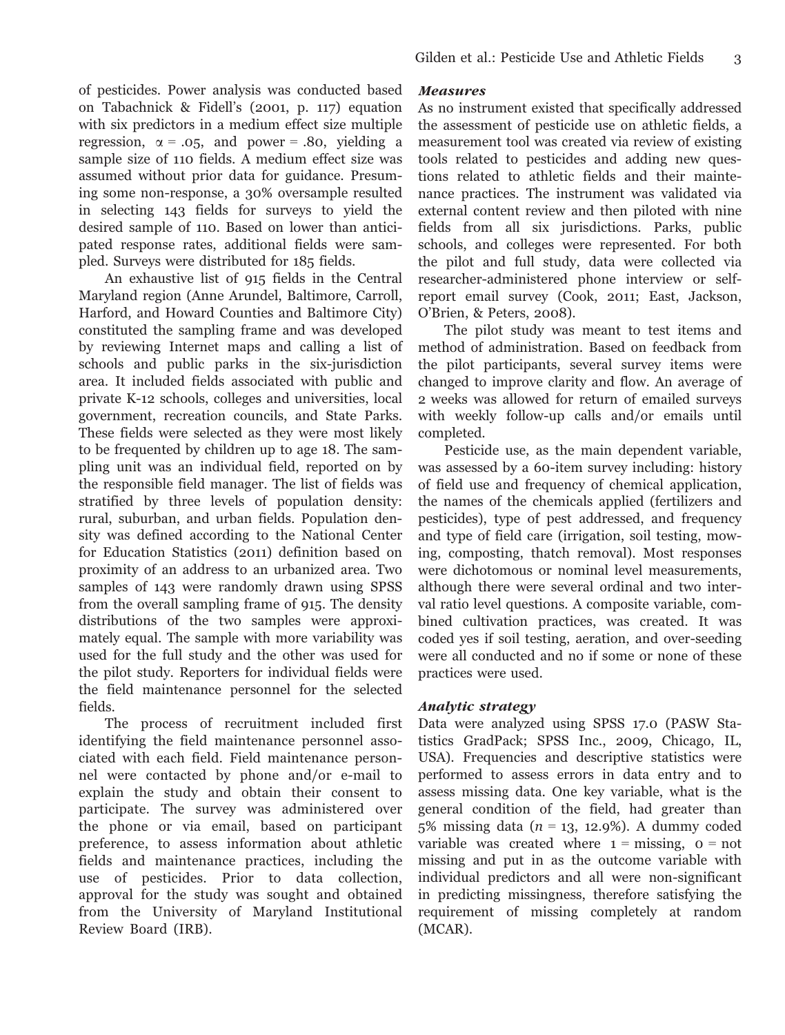of pesticides. Power analysis was conducted based on Tabachnick & Fidell's (2001, p. 117) equation with six predictors in a medium effect size multiple regression, $\alpha = .05$, and power = .80, yielding a sample size of 110 fields. A medium effect size was assumed without prior data for guidance. Presuming some non-response, a 30% oversample resulted in selecting 143 fields for surveys to yield the desired sample of 110. Based on lower than anticipated response rates, additional fields were sampled. Surveys were distributed for 185 fields.

An exhaustive list of 915 fields in the Central Maryland region (Anne Arundel, Baltimore, Carroll, Harford, and Howard Counties and Baltimore City) constituted the sampling frame and was developed by reviewing Internet maps and calling a list of schools and public parks in the six-jurisdiction area. It included fields associated with public and private K-12 schools, colleges and universities, local government, recreation councils, and State Parks. These fields were selected as they were most likely to be frequented by children up to age 18. The sampling unit was an individual field, reported on by the responsible field manager. The list of fields was stratified by three levels of population density: rural, suburban, and urban fields. Population density was defined according to the National Center for Education Statistics (2011) definition based on proximity of an address to an urbanized area. Two samples of 143 were randomly drawn using SPSS from the overall sampling frame of 915. The density distributions of the two samples were approximately equal. The sample with more variability was used for the full study and the other was used for the pilot study. Reporters for individual fields were the field maintenance personnel for the selected fields.

The process of recruitment included first identifying the field maintenance personnel associated with each field. Field maintenance personnel were contacted by phone and/or e-mail to explain the study and obtain their consent to participate. The survey was administered over the phone or via email, based on participant preference, to assess information about athletic fields and maintenance practices, including the use of pesticides. Prior to data collection, approval for the study was sought and obtained from the University of Maryland Institutional Review Board (IRB).

### *Measures*

As no instrument existed that specifically addressed the assessment of pesticide use on athletic fields, a measurement tool was created via review of existing tools related to pesticides and adding new questions related to athletic fields and their maintenance practices. The instrument was validated via external content review and then piloted with nine fields from all six jurisdictions. Parks, public schools, and colleges were represented. For both the pilot and full study, data were collected via researcher-administered phone interview or self-report email survey (Cook, 2011; East, Jackson, O'Brien, & Peters, 2008).

The pilot study was meant to test items and method of administration. Based on feedback from the pilot participants, several survey items were changed to improve clarity and flow. An average of 2 weeks was allowed for return of emailed surveys with weekly follow-up calls and/or emails until completed.

Pesticide use, as the main dependent variable, was assessed by a 60-item survey including: history of field use and frequency of chemical application, the names of the chemicals applied (fertilizers and pesticides), type of pest addressed, and frequency and type of field care (irrigation, soil testing, mowing, composting, thatch removal). Most responses were dichotomous or nominal level measurements, although there were several ordinal and two interval ratio level questions. A composite variable, combined cultivation practices, was created. It was coded yes if soil testing, aeration, and over-seeding were all conducted and no if some or none of these practices were used.

### *Analytic strategy*

Data were analyzed using SPSS 17.0 (PASW Statistics GradPack; SPSS Inc., 2009, Chicago, IL, USA). Frequencies and descriptive statistics were performed to assess errors in data entry and to assess missing data. One key variable, what is the general condition of the field, had greater than 5% missing data ($n = 13$, 12.9%). A dummy coded variable was created where 1 = missing, 0 = not missing and put in as the outcome variable with individual predictors and all were non-significant in predicting missingness, therefore satisfying the requirement of missing completely at random (MCAR).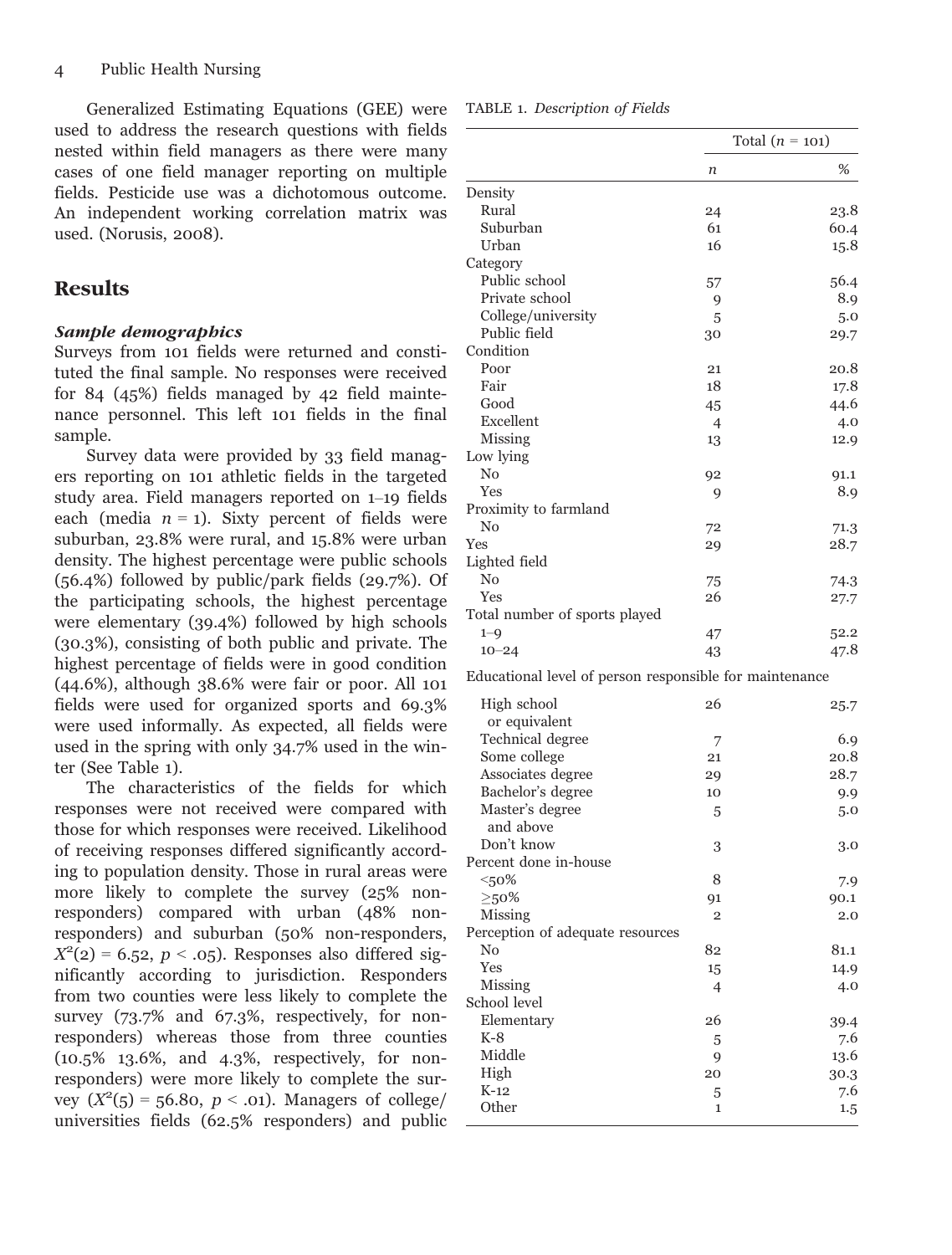Generalized Estimating Equations (GEE) were used to address the research questions with fields nested within field managers as there were many cases of one field manager reporting on multiple fields. Pesticide use was a dichotomous outcome. An independent working correlation matrix was used. (Norusis, 2008).

## Results

### *Sample demographics*

Surveys from 101 fields were returned and constituted the final sample. No responses were received for 84 (45%) fields managed by 42 field maintenance personnel. This left 101 fields in the final sample.

Survey data were provided by 33 field managers reporting on 101 athletic fields in the targeted study area. Field managers reported on 1–19 fields each (media $n = 1$). Sixty percent of fields were suburban, 23.8% were rural, and 15.8% were urban density. The highest percentage were public schools (56.4%) followed by public/park fields (29.7%). Of the participating schools, the highest percentage were elementary (39.4%) followed by high schools (30.3%), consisting of both public and private. The highest percentage of fields were in good condition (44.6%), although 38.6% were fair or poor. All 101 fields were used for organized sports and 69.3% were used informally. As expected, all fields were used in the spring with only 34.7% used in the winter (See Table 1).

The characteristics of the fields for which responses were not received were compared with those for which responses were received. Likelihood of receiving responses differed significantly according to population density. Those in rural areas were more likely to complete the survey (25% non-responders) compared with urban (48% non-responders) and suburban (50% non-responders, $X^2(2) = 6.52$, $p < .05$). Responses also differed significantly according to jurisdiction. Responders from two counties were less likely to complete the survey (73.7% and 67.3%, respectively, for non-responders) whereas those from three counties (10.5% 13.6%, and 4.3%, respectively, for non-responders) were more likely to complete the survey ($X^2(5) = 56.80$, $p < .01$). Managers of college/universities fields (62.5% responders) and public

TABLE 1. *Description of Fields*

| | Total ($n$ = 101) | |
|---|---|---|
| | $n$ | % |
| Density | | |
| Rural | 24 | 23.8 |
| Suburban | 61 | 60.4 |
| Urban | 16 | 15.8 |
| Category | | |
| Public school | 57 | 56.4 |
| Private school | 9 | 8.9 |
| College/university | 5 | 5.0 |
| Public field | 30 | 29.7 |
| Condition | | |
| Poor | 21 | 20.8 |
| Fair | 18 | 17.8 |
| Good | 45 | 44.6 |
| Excellent | 4 | 4.0 |
| Missing | 13 | 12.9 |
| Low lying | | |
| No | 92 | 91.1 |
| Yes | 9 | 8.9 |
| Proximity to farmland | | |
| No | 72 | 71.3 |
| Yes | 29 | 28.7 |
| Lighted field | | |
| No | 75 | 74.3 |
| Yes | 26 | 27.7 |
| Total number of sports played | | |
| 1–9 | 47 | 52.2 |
| 10–24 | 43 | 47.8 |
| Educational level of person responsible for maintenance | | |
| High school or equivalent | 26 | 25.7 |
| Technical degree | 7 | 6.9 |
| Some college | 21 | 20.8 |
| Associates degree | 29 | 28.7 |
| Bachelor's degree | 10 | 9.9 |
| Master's degree and above | 5 | 5.0 |
| Don't know | 3 | 3.0 |
| Percent done in-house | | |
| <50% | 8 | 7.9 |
| ≥50% | 91 | 90.1 |
| Missing | 2 | 2.0 |
| Perception of adequate resources | | |
| No | 82 | 81.1 |
| Yes | 15 | 14.9 |
| Missing | 4 | 4.0 |
| School level | | |
| Elementary | 26 | 39.4 |
| K-8 | 5 | 7.6 |
| Middle | 9 | 13.6 |
| High | 20 | 30.3 |
| K-12 | 5 | 7.6 |
| Other | 1 | 1.5 |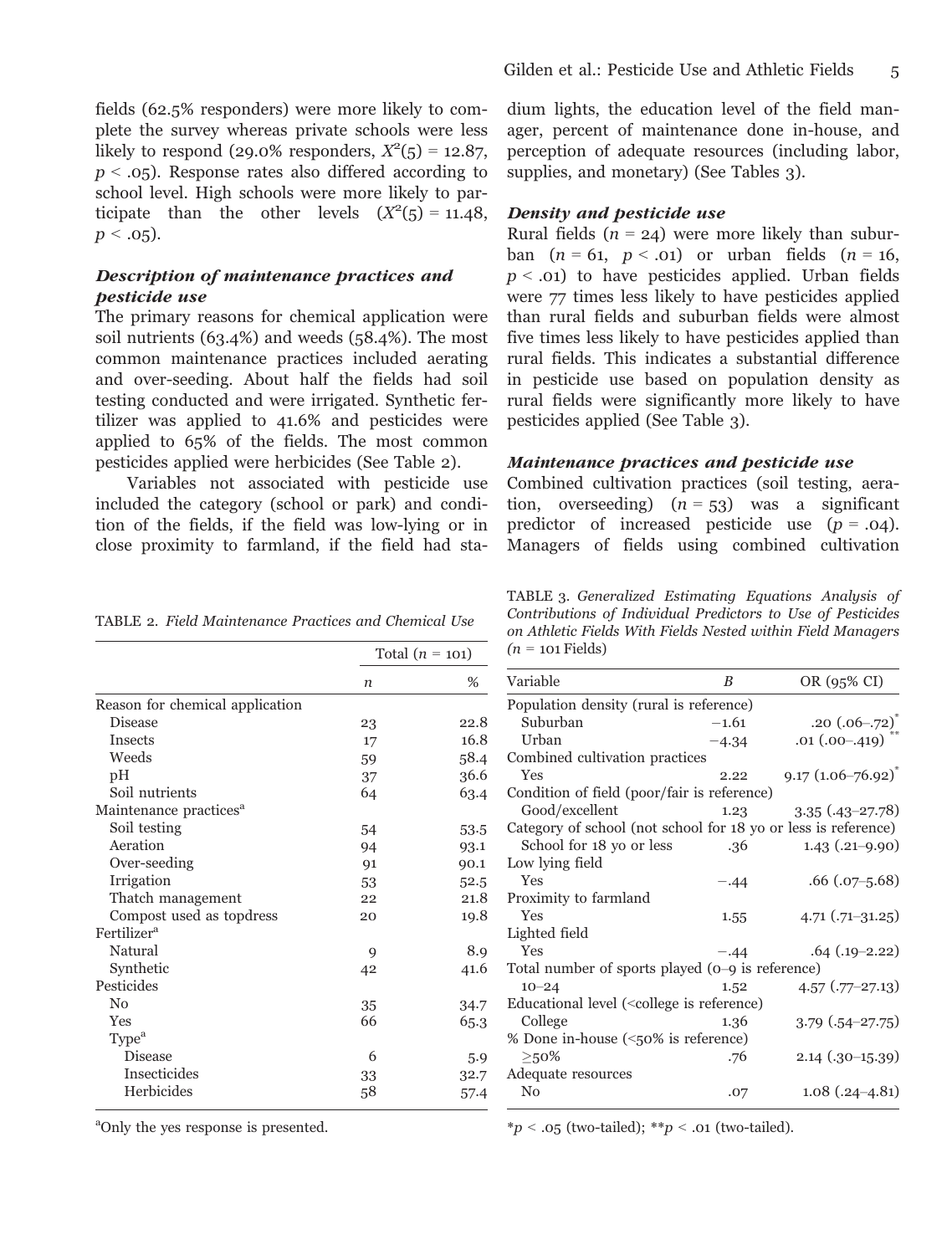fields (62.5% responders) were more likely to complete the survey whereas private schools were less likely to respond (29.0% responders, $X^2(5) = 12.87$, $p < .05$). Response rates also differed according to school level. High schools were more likely to participate than the other levels ($X^2(5) = 11.48$, $p < .05$).

### *Description of maintenance practices and pesticide use*

The primary reasons for chemical application were soil nutrients (63.4%) and weeds (58.4%). The most common maintenance practices included aerating and over-seeding. About half the fields had soil testing conducted and were irrigated. Synthetic fertilizer was applied to 41.6% and pesticides were applied to 65% of the fields. The most common pesticides applied were herbicides (See Table 2).

Variables not associated with pesticide use included the category (school or park) and condition of the fields, if the field was low-lying or in close proximity to farmland, if the field had stadium lights, the education level of the field manager, percent of maintenance done in-house, and perception of adequate resources (including labor, supplies, and monetary) (See Tables 3).

### *Density and pesticide use*

Rural fields ($n = 24$) were more likely than suburban ($n = 61$, $p < .01$) or urban fields ($n = 16$, $p < .01$) to have pesticides applied. Urban fields were 77 times less likely to have pesticides applied than rural fields and suburban fields were almost five times less likely to have pesticides applied than rural fields. This indicates a substantial difference in pesticide use based on population density as rural fields were significantly more likely to have pesticides applied (See Table 3).

### *Maintenance practices and pesticide use*

Combined cultivation practices (soil testing, aeration, overseeding) ($n = 53$) was a significant predictor of increased pesticide use ($p = .04$). Managers of fields using combined cultivation

TABLE 2. *Field Maintenance Practices and Chemical Use*

| | Total ($n$ = 101) | |
|---|---|---|
| | $n$ | % |
| Reason for chemical application | | |
| Disease | 23 | 22.8 |
| Insects | 17 | 16.8 |
| Weeds | 59 | 58.4 |
| pH | 37 | 36.6 |
| Soil nutrients | 64 | 63.4 |
| Maintenance practices[a] | | |
| Soil testing | 54 | 53.5 |
| Aeration | 94 | 93.1 |
| Over-seeding | 91 | 90.1 |
| Irrigation | 53 | 52.5 |
| Thatch management | 22 | 21.8 |
| Compost used as topdress | 20 | 19.8 |
| Fertilizer[a] | | |
| Natural | 9 | 8.9 |
| Synthetic | 42 | 41.6 |
| Pesticides | | |
| No | 35 | 34.7 |
| Yes | 66 | 65.3 |
| Type[a] | | |
| Disease | 6 | 5.9 |
| Insecticides | 33 | 32.7 |
| Herbicides | 58 | 57.4 |

[a]Only the yes response is presented.

TABLE 3. *Generalized Estimating Equations Analysis of Contributions of Individual Predictors to Use of Pesticides on Athletic Fields With Fields Nested within Field Managers* ($n$ = 101 Fields)

| Variable | $B$ | OR (95% CI) |
|---|---|---|
| Population density (rural is reference) | | |
| Suburban | −1.61 | .20 (.06–.72)* |
| Urban | −4.34 | .01 (.00–.419)** |
| Combined cultivation practices | | |
| Yes | 2.22 | 9.17 (1.06–76.92)* |
| Condition of field (poor/fair is reference) | | |
| Good/excellent | 1.23 | 3.35 (.43–27.78) |
| Category of school (not school for 18 yo or less is reference) | | |
| School for 18 yo or less | .36 | 1.43 (.21–9.90) |
| Low lying field | | |
| Yes | −.44 | .66 (.07–5.68) |
| Proximity to farmland | | |
| Yes | 1.55 | 4.71 (.71–31.25) |
| Lighted field | | |
| Yes | −.44 | .64 (.19–2.22) |
| Total number of sports played (0–9 is reference) | | |
| 10–24 | 1.52 | 4.57 (.77–27.13) |
| Educational level (<college is reference) | | |
| College | 1.36 | 3.79 (.54–27.75) |
| % Done in-house (<50% is reference) | | |
| ≥50% | .76 | 2.14 (.30–15.39) |
| Adequate resources | | |
| No | .07 | 1.08 (.24–4.81) |

*$p < .05$ (two-tailed); **$p < .01$ (two-tailed).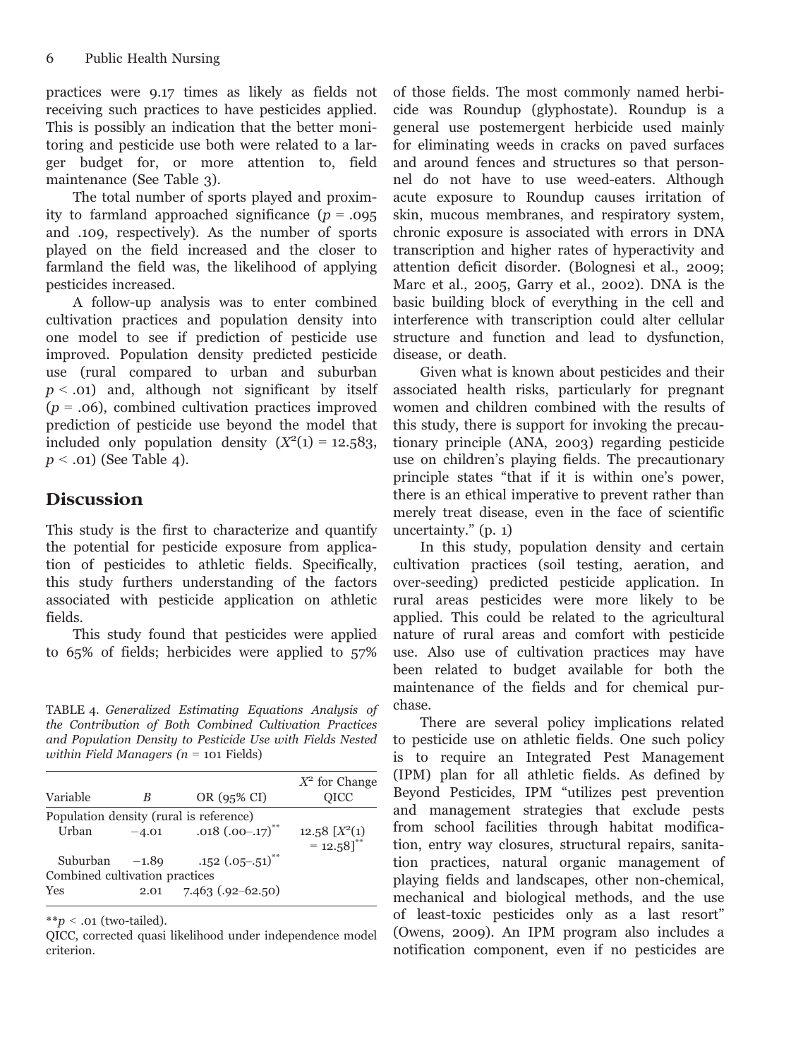practices were 9.17 times as likely as fields not receiving such practices to have pesticides applied. This is possibly an indication that the better monitoring and pesticide use both were related to a larger budget for, or more attention to, field maintenance (See Table 3).

The total number of sports played and proximity to farmland approached significance ($p$ = .095 and .109, respectively). As the number of sports played on the field increased and the closer to farmland the field was, the likelihood of applying pesticides increased.

A follow-up analysis was to enter combined cultivation practices and population density into one model to see if prediction of pesticide use improved. Population density predicted pesticide use (rural compared to urban and suburban $p < .01$) and, although not significant by itself ($p$ = .06), combined cultivation practices improved prediction of pesticide use beyond the model that included only population density ($X^2(1) = 12.583$, $p < .01$) (See Table 4).

## Discussion

This study is the first to characterize and quantify the potential for pesticide exposure from application of pesticides to athletic fields. Specifically, this study furthers understanding of the factors associated with pesticide application on athletic fields.

This study found that pesticides were applied to 65% of fields; herbicides were applied to 57% of those fields. The most commonly named herbicide was Roundup (glyphostate). Roundup is a general use postemergent herbicide used mainly for eliminating weeds in cracks on paved surfaces and around fences and structures so that personnel do not have to use weed-eaters. Although acute exposure to Roundup causes irritation of skin, mucous membranes, and respiratory system, chronic exposure is associated with errors in DNA transcription and higher rates of hyperactivity and attention deficit disorder. (Bolognesi et al., 2009; Marc et al., 2005, Garry et al., 2002). DNA is the basic building block of everything in the cell and interference with transcription could alter cellular structure and function and lead to dysfunction, disease, or death.

TABLE 4. *Generalized Estimating Equations Analysis of the Contribution of Both Combined Cultivation Practices and Population Density to Pesticide Use with Fields Nested within Field Managers (n = 101 Fields)*

| Variable | B | OR (95% CI) | $X^2$ for Change QICC |
|---|---|---|---|
| Population density (rural is reference) | | | |
| Urban | −4.01 | .018 (.00–.17)** | 12.58 [$X^2(1)$ = 12.58]** |
| Suburban | −1.89 | .152 (.05–.51)** | |
| Combined cultivation practices | | | |
| Yes | 2.01 | 7.463 (.92–62.50) | |

**$p < .01$ (two-tailed).

QICC, corrected quasi likelihood under independence model criterion.

Given what is known about pesticides and their associated health risks, particularly for pregnant women and children combined with the results of this study, there is support for invoking the precautionary principle (ANA, 2003) regarding pesticide use on children's playing fields. The precautionary principle states "that if it is within one's power, there is an ethical imperative to prevent rather than merely treat disease, even in the face of scientific uncertainty." (p. 1)

In this study, population density and certain cultivation practices (soil testing, aeration, and over-seeding) predicted pesticide application. In rural areas pesticides were more likely to be applied. This could be related to the agricultural nature of rural areas and comfort with pesticide use. Also use of cultivation practices may have been related to budget available for both the maintenance of the fields and for chemical purchase.

There are several policy implications related to pesticide use on athletic fields. One such policy is to require an Integrated Pest Management (IPM) plan for all athletic fields. As defined by Beyond Pesticides, IPM "utilizes pest prevention and management strategies that exclude pests from school facilities through habitat modification, entry way closures, structural repairs, sanitation practices, natural organic management of playing fields and landscapes, other non-chemical, mechanical and biological methods, and the use of least-toxic pesticides only as a last resort" (Owens, 2009). An IPM program also includes a notification component, even if no pesticides are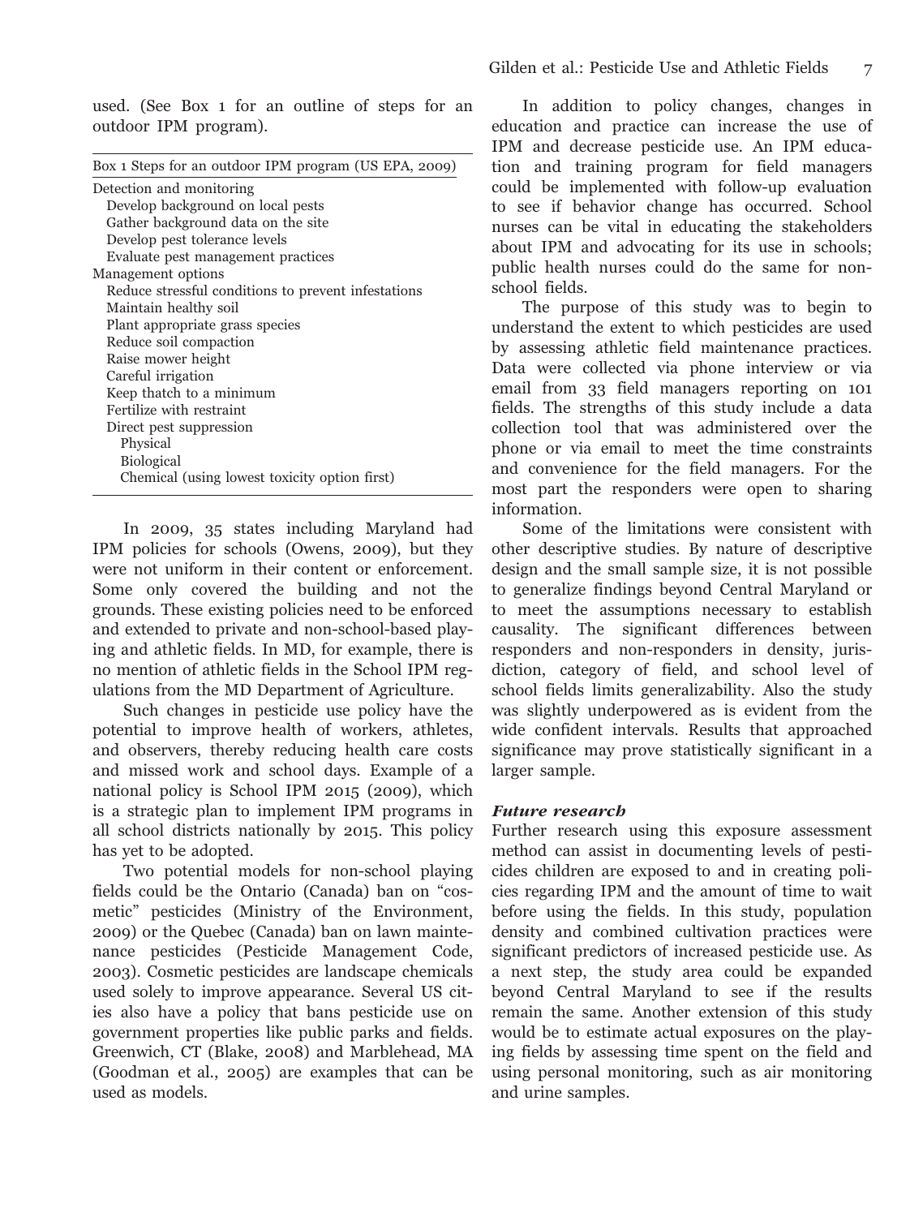used. (See Box 1 for an outline of steps for an outdoor IPM program).

| Box 1 Steps for an outdoor IPM program (US EPA, 2009) |
|---|
| Detection and monitoring |
| Develop background on local pests |
| Gather background data on the site |
| Develop pest tolerance levels |
| Evaluate pest management practices |
| Management options |
| Reduce stressful conditions to prevent infestations |
| Maintain healthy soil |
| Plant appropriate grass species |
| Reduce soil compaction |
| Raise mower height |
| Careful irrigation |
| Keep thatch to a minimum |
| Fertilize with restraint |
| Direct pest suppression |
| Physical |
| Biological |
| Chemical (using lowest toxicity option first) |

In 2009, 35 states including Maryland had IPM policies for schools (Owens, 2009), but they were not uniform in their content or enforcement. Some only covered the building and not the grounds. These existing policies need to be enforced and extended to private and non-school-based playing and athletic fields. In MD, for example, there is no mention of athletic fields in the School IPM regulations from the MD Department of Agriculture.

Such changes in pesticide use policy have the potential to improve health of workers, athletes, and observers, thereby reducing health care costs and missed work and school days. Example of a national policy is School IPM 2015 (2009), which is a strategic plan to implement IPM programs in all school districts nationally by 2015. This policy has yet to be adopted.

Two potential models for non-school playing fields could be the Ontario (Canada) ban on "cosmetic" pesticides (Ministry of the Environment, 2009) or the Quebec (Canada) ban on lawn maintenance pesticides (Pesticide Management Code, 2003). Cosmetic pesticides are landscape chemicals used solely to improve appearance. Several US cities also have a policy that bans pesticide use on government properties like public parks and fields. Greenwich, CT (Blake, 2008) and Marblehead, MA (Goodman et al., 2005) are examples that can be used as models.

In addition to policy changes, changes in education and practice can increase the use of IPM and decrease pesticide use. An IPM education and training program for field managers could be implemented with follow-up evaluation to see if behavior change has occurred. School nurses can be vital in educating the stakeholders about IPM and advocating for its use in schools; public health nurses could do the same for non-school fields.

The purpose of this study was to begin to understand the extent to which pesticides are used by assessing athletic field maintenance practices. Data were collected via phone interview or via email from 33 field managers reporting on 101 fields. The strengths of this study include a data collection tool that was administered over the phone or via email to meet the time constraints and convenience for the field managers. For the most part the responders were open to sharing information.

Some of the limitations were consistent with other descriptive studies. By nature of descriptive design and the small sample size, it is not possible to generalize findings beyond Central Maryland or to meet the assumptions necessary to establish causality. The significant differences between responders and non-responders in density, jurisdiction, category of field, and school level of school fields limits generalizability. Also the study was slightly underpowered as is evident from the wide confident intervals. Results that approached significance may prove statistically significant in a larger sample.

### *Future research*

Further research using this exposure assessment method can assist in documenting levels of pesticides children are exposed to and in creating policies regarding IPM and the amount of time to wait before using the fields. In this study, population density and combined cultivation practices were significant predictors of increased pesticide use. As a next step, the study area could be expanded beyond Central Maryland to see if the results remain the same. Another extension of this study would be to estimate actual exposures on the playing fields by assessing time spent on the field and using personal monitoring, such as air monitoring and urine samples.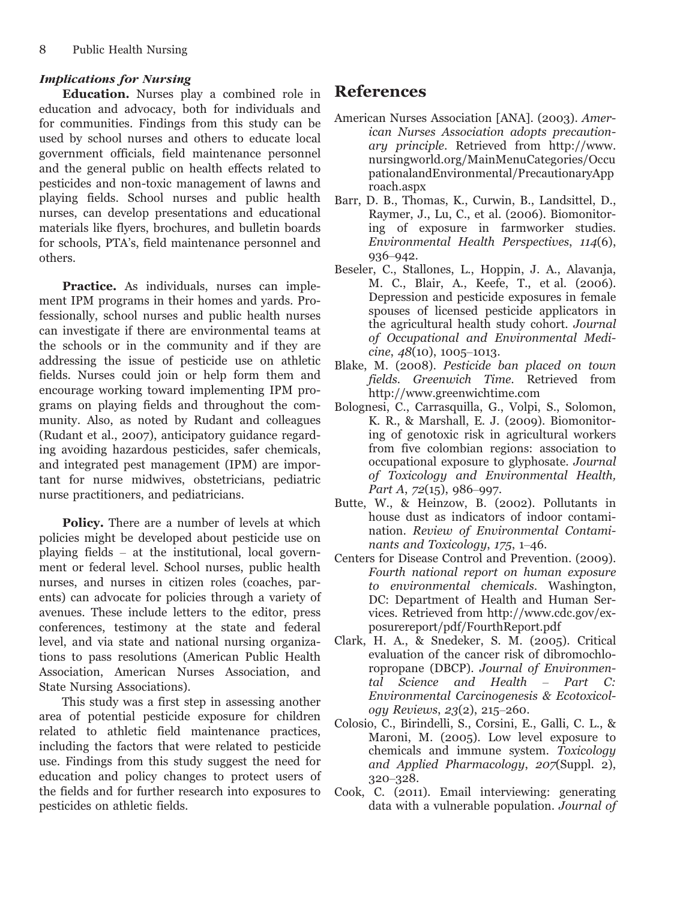### *Implications for Nursing*

**Education.** Nurses play a combined role in education and advocacy, both for individuals and for communities. Findings from this study can be used by school nurses and others to educate local government officials, field maintenance personnel and the general public on health effects related to pesticides and non-toxic management of lawns and playing fields. School nurses and public health nurses, can develop presentations and educational materials like flyers, brochures, and bulletin boards for schools, PTA's, field maintenance personnel and others.

**Practice.** As individuals, nurses can implement IPM programs in their homes and yards. Professionally, school nurses and public health nurses can investigate if there are environmental teams at the schools or in the community and if they are addressing the issue of pesticide use on athletic fields. Nurses could join or help form them and encourage working toward implementing IPM programs on playing fields and throughout the community. Also, as noted by Rudant and colleagues (Rudant et al., 2007), anticipatory guidance regarding avoiding hazardous pesticides, safer chemicals, and integrated pest management (IPM) are important for nurse midwives, obstetricians, pediatric nurse practitioners, and pediatricians.

**Policy.** There are a number of levels at which policies might be developed about pesticide use on playing fields – at the institutional, local government or federal level. School nurses, public health nurses, and nurses in citizen roles (coaches, parents) can advocate for policies through a variety of avenues. These include letters to the editor, press conferences, testimony at the state and federal level, and via state and national nursing organizations to pass resolutions (American Public Health Association, American Nurses Association, and State Nursing Associations).

This study was a first step in assessing another area of potential pesticide exposure for children related to athletic field maintenance practices, including the factors that were related to pesticide use. Findings from this study suggest the need for education and policy changes to protect users of the fields and for further research into exposures to pesticides on athletic fields.

## References

American Nurses Association [ANA]. (2003). *American Nurses Association adopts precautionary principle*. Retrieved from http://www.nursingworld.org/MainMenuCategories/OccupationalandEnvironmental/PrecautionaryApproach.aspx

Barr, D. B., Thomas, K., Curwin, B., Landsittel, D., Raymer, J., Lu, C., et al. (2006). Biomonitoring of exposure in farmworker studies. *Environmental Health Perspectives*, *114*(6), 936–942.

Beseler, C., Stallones, L., Hoppin, J. A., Alavanja, M. C., Blair, A., Keefe, T., et al. (2006). Depression and pesticide exposures in female spouses of licensed pesticide applicators in the agricultural health study cohort. *Journal of Occupational and Environmental Medicine*, *48*(10), 1005–1013.

Blake, M. (2008). *Pesticide ban placed on town fields. Greenwich Time*. Retrieved from http://www.greenwichtime.com

Bolognesi, C., Carrasquilla, G., Volpi, S., Solomon, K. R., & Marshall, E. J. (2009). Biomonitoring of genotoxic risk in agricultural workers from five colombian regions: association to occupational exposure to glyphosate. *Journal of Toxicology and Environmental Health, Part A*, *72*(15), 986–997.

Butte, W., & Heinzow, B. (2002). Pollutants in house dust as indicators of indoor contamination. *Review of Environmental Contaminants and Toxicology*, *175*, 1–46.

Centers for Disease Control and Prevention. (2009). *Fourth national report on human exposure to environmental chemicals*. Washington, DC: Department of Health and Human Services. Retrieved from http://www.cdc.gov/exposurereport/pdf/FourthReport.pdf

Clark, H. A., & Snedeker, S. M. (2005). Critical evaluation of the cancer risk of dibromochloropropane (DBCP). *Journal of Environmental Science and Health – Part C: Environmental Carcinogenesis & Ecotoxicology Reviews*, *23*(2), 215–260.

Colosio, C., Birindelli, S., Corsini, E., Galli, C. L., & Maroni, M. (2005). Low level exposure to chemicals and immune system. *Toxicology and Applied Pharmacology*, *207*(Suppl. 2), 320–328.

Cook, C. (2011). Email interviewing: generating data with a vulnerable population. *Journal of*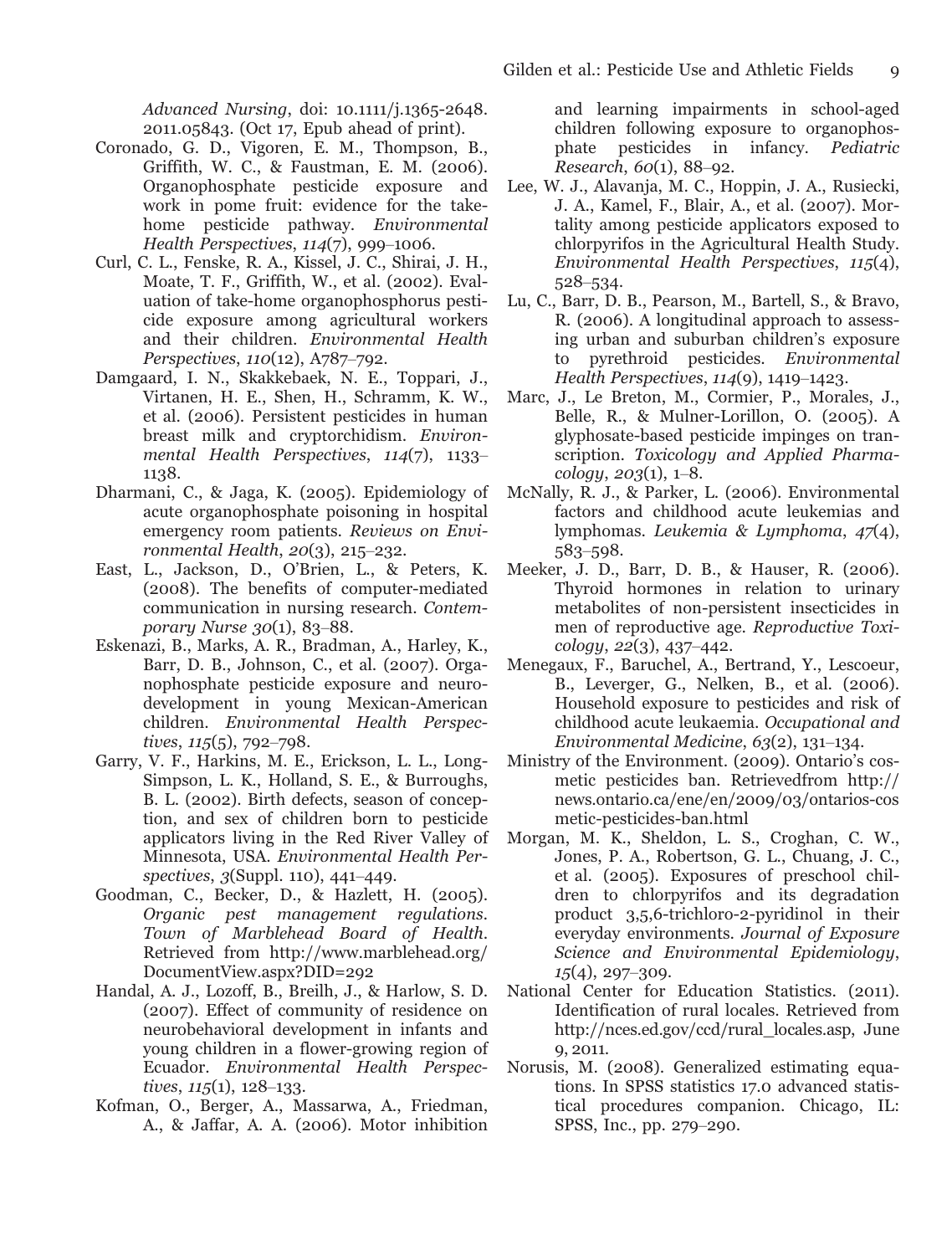*Advanced Nursing*, doi: 10.1111/j.1365-2648.2011.05843. (Oct 17, Epub ahead of print).

Coronado, G. D., Vigoren, E. M., Thompson, B., Griffith, W. C., & Faustman, E. M. (2006). Organophosphate pesticide exposure and work in pome fruit: evidence for the take-home pesticide pathway. *Environmental Health Perspectives*, *114*(7), 999–1006.

Curl, C. L., Fenske, R. A., Kissel, J. C., Shirai, J. H., Moate, T. F., Griffith, W., et al. (2002). Evaluation of take-home organophosphorus pesticide exposure among agricultural workers and their children. *Environmental Health Perspectives*, *110*(12), A787–792.

Damgaard, I. N., Skakkebaek, N. E., Toppari, J., Virtanen, H. E., Shen, H., Schramm, K. W., et al. (2006). Persistent pesticides in human breast milk and cryptorchidism. *Environmental Health Perspectives*, *114*(7), 1133–1138.

Dharmani, C., & Jaga, K. (2005). Epidemiology of acute organophosphate poisoning in hospital emergency room patients. *Reviews on Environmental Health*, *20*(3), 215–232.

East, L., Jackson, D., O'Brien, L., & Peters, K. (2008). The benefits of computer-mediated communication in nursing research. *Contemporary Nurse 30*(1), 83–88.

Eskenazi, B., Marks, A. R., Bradman, A., Harley, K., Barr, D. B., Johnson, C., et al. (2007). Organophosphate pesticide exposure and neurodevelopment in young Mexican-American children. *Environmental Health Perspectives*, *115*(5), 792–798.

Garry, V. F., Harkins, M. E., Erickson, L. L., Long-Simpson, L. K., Holland, S. E., & Burroughs, B. L. (2002). Birth defects, season of conception, and sex of children born to pesticide applicators living in the Red River Valley of Minnesota, USA. *Environmental Health Perspectives*, *3*(Suppl. 110), 441–449.

Goodman, C., Becker, D., & Hazlett, H. (2005). *Organic pest management regulations. Town of Marblehead Board of Health*. Retrieved from http://www.marblehead.org/DocumentView.aspx?DID=292

Handal, A. J., Lozoff, B., Breilh, J., & Harlow, S. D. (2007). Effect of community of residence on neurobehavioral development in infants and young children in a flower-growing region of Ecuador. *Environmental Health Perspectives*, *115*(1), 128–133.

Kofman, O., Berger, A., Massarwa, A., Friedman, A., & Jaffar, A. A. (2006). Motor inhibition and learning impairments in school-aged children following exposure to organophosphate pesticides in infancy. *Pediatric Research*, *60*(1), 88–92.

Lee, W. J., Alavanja, M. C., Hoppin, J. A., Rusiecki, J. A., Kamel, F., Blair, A., et al. (2007). Mortality among pesticide applicators exposed to chlorpyrifos in the Agricultural Health Study. *Environmental Health Perspectives*, *115*(4), 528–534.

Lu, C., Barr, D. B., Pearson, M., Bartell, S., & Bravo, R. (2006). A longitudinal approach to assessing urban and suburban children's exposure to pyrethroid pesticides. *Environmental Health Perspectives*, *114*(9), 1419–1423.

Marc, J., Le Breton, M., Cormier, P., Morales, J., Belle, R., & Mulner-Lorillon, O. (2005). A glyphosate-based pesticide impinges on transcription. *Toxicology and Applied Pharmacology*, *203*(1), 1–8.

McNally, R. J., & Parker, L. (2006). Environmental factors and childhood acute leukemias and lymphomas. *Leukemia & Lymphoma*, *47*(4), 583–598.

Meeker, J. D., Barr, D. B., & Hauser, R. (2006). Thyroid hormones in relation to urinary metabolites of non-persistent insecticides in men of reproductive age. *Reproductive Toxicology*, *22*(3), 437–442.

Menegaux, F., Baruchel, A., Bertrand, Y., Lescoeur, B., Leverger, G., Nelken, B., et al. (2006). Household exposure to pesticides and risk of childhood acute leukaemia. *Occupational and Environmental Medicine*, *63*(2), 131–134.

Ministry of the Environment. (2009). Ontario's cosmetic pesticides ban. Retrievedfrom http://news.ontario.ca/ene/en/2009/03/ontarios-cosmetic-pesticides-ban.html

Morgan, M. K., Sheldon, L. S., Croghan, C. W., Jones, P. A., Robertson, G. L., Chuang, J. C., et al. (2005). Exposures of preschool children to chlorpyrifos and its degradation product 3,5,6-trichloro-2-pyridinol in their everyday environments. *Journal of Exposure Science and Environmental Epidemiology*, *15*(4), 297–309.

National Center for Education Statistics. (2011). Identification of rural locales. Retrieved from http://nces.ed.gov/ccd/rural_locales.asp, June 9, 2011.

Norusis, M. (2008). Generalized estimating equations. In SPSS statistics 17.0 advanced statistical procedures companion. Chicago, IL: SPSS, Inc., pp. 279–290.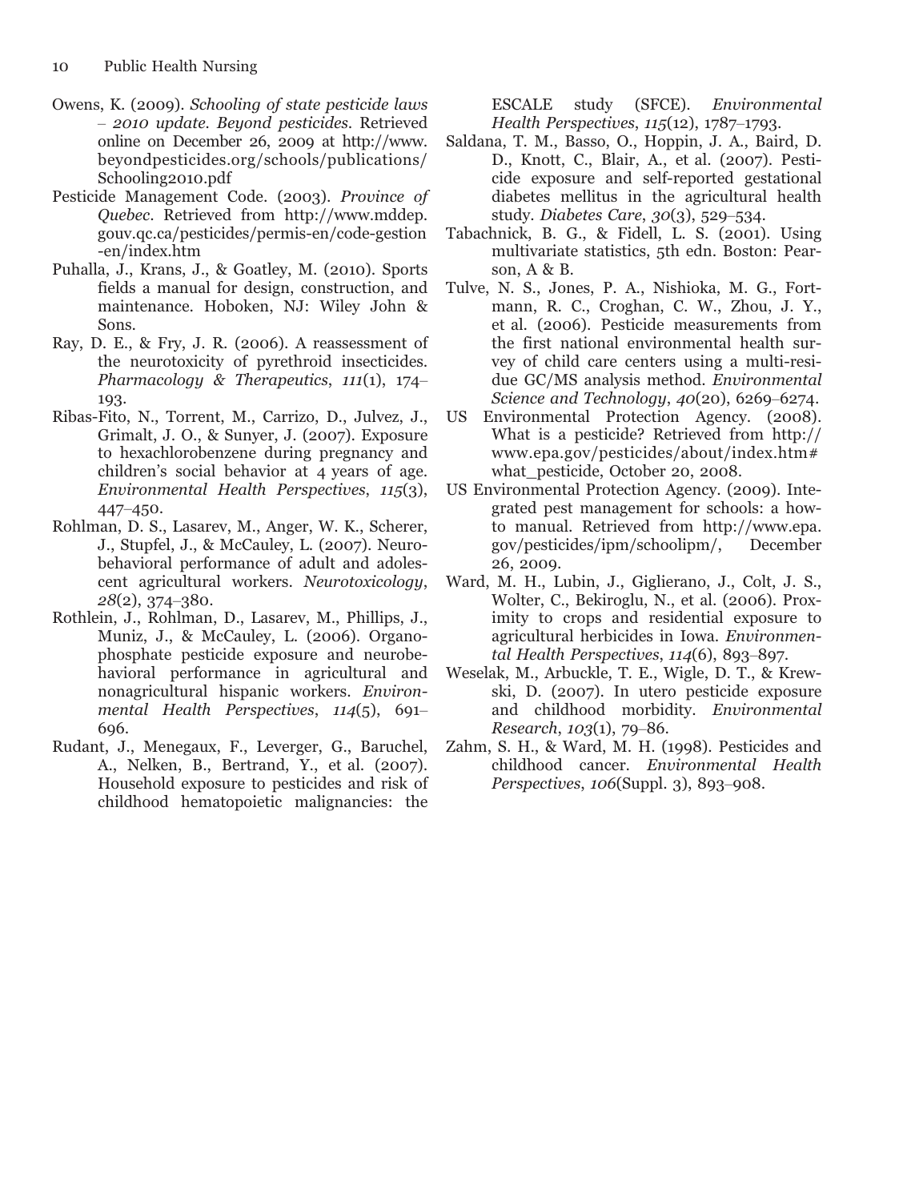Owens, K. (2009). *Schooling of state pesticide laws – 2010 update. Beyond pesticides*. Retrieved online on December 26, 2009 at http://www.beyondpesticides.org/schools/publications/Schooling2010.pdf

Pesticide Management Code. (2003). *Province of Quebec*. Retrieved from http://www.mddep.gouv.qc.ca/pesticides/permis-en/code-gestion-en/index.htm

Puhalla, J., Krans, J., & Goatley, M. (2010). Sports fields a manual for design, construction, and maintenance. Hoboken, NJ: Wiley John & Sons.

Ray, D. E., & Fry, J. R. (2006). A reassessment of the neurotoxicity of pyrethroid insecticides. *Pharmacology & Therapeutics*, *111*(1), 174–193.

Ribas-Fito, N., Torrent, M., Carrizo, D., Julvez, J., Grimalt, J. O., & Sunyer, J. (2007). Exposure to hexachlorobenzene during pregnancy and children's social behavior at 4 years of age. *Environmental Health Perspectives*, *115*(3), 447–450.

Rohlman, D. S., Lasarev, M., Anger, W. K., Scherer, J., Stupfel, J., & McCauley, L. (2007). Neurobehavioral performance of adult and adolescent agricultural workers. *Neurotoxicology*, *28*(2), 374–380.

Rothlein, J., Rohlman, D., Lasarev, M., Phillips, J., Muniz, J., & McCauley, L. (2006). Organophosphate pesticide exposure and neurobehavioral performance in agricultural and nonagricultural hispanic workers. *Environmental Health Perspectives*, *114*(5), 691–696.

Rudant, J., Menegaux, F., Leverger, G., Baruchel, A., Nelken, B., Bertrand, Y., et al. (2007). Household exposure to pesticides and risk of childhood hematopoietic malignancies: the ESCALE study (SFCE). *Environmental Health Perspectives*, *115*(12), 1787–1793.

Saldana, T. M., Basso, O., Hoppin, J. A., Baird, D. D., Knott, C., Blair, A., et al. (2007). Pesticide exposure and self-reported gestational diabetes mellitus in the agricultural health study. *Diabetes Care*, *30*(3), 529–534.

Tabachnick, B. G., & Fidell, L. S. (2001). Using multivariate statistics, 5th edn. Boston: Pearson, A & B.

Tulve, N. S., Jones, P. A., Nishioka, M. G., Fortmann, R. C., Croghan, C. W., Zhou, J. Y., et al. (2006). Pesticide measurements from the first national environmental health survey of child care centers using a multi-residue GC/MS analysis method. *Environmental Science and Technology*, *40*(20), 6269–6274.

US Environmental Protection Agency. (2008). What is a pesticide? Retrieved from http://www.epa.gov/pesticides/about/index.htm#what_pesticide, October 20, 2008.

US Environmental Protection Agency. (2009). Integrated pest management for schools: a how-to manual. Retrieved from http://www.epa.gov/pesticides/ipm/schoolipm/, December 26, 2009.

Ward, M. H., Lubin, J., Giglierano, J., Colt, J. S., Wolter, C., Bekiroglu, N., et al. (2006). Proximity to crops and residential exposure to agricultural herbicides in Iowa. *Environmental Health Perspectives*, *114*(6), 893–897.

Weselak, M., Arbuckle, T. E., Wigle, D. T., & Krewski, D. (2007). In utero pesticide exposure and childhood morbidity. *Environmental Research*, *103*(1), 79–86.

Zahm, S. H., & Ward, M. H. (1998). Pesticides and childhood cancer. *Environmental Health Perspectives*, *106*(Suppl. 3), 893–908.